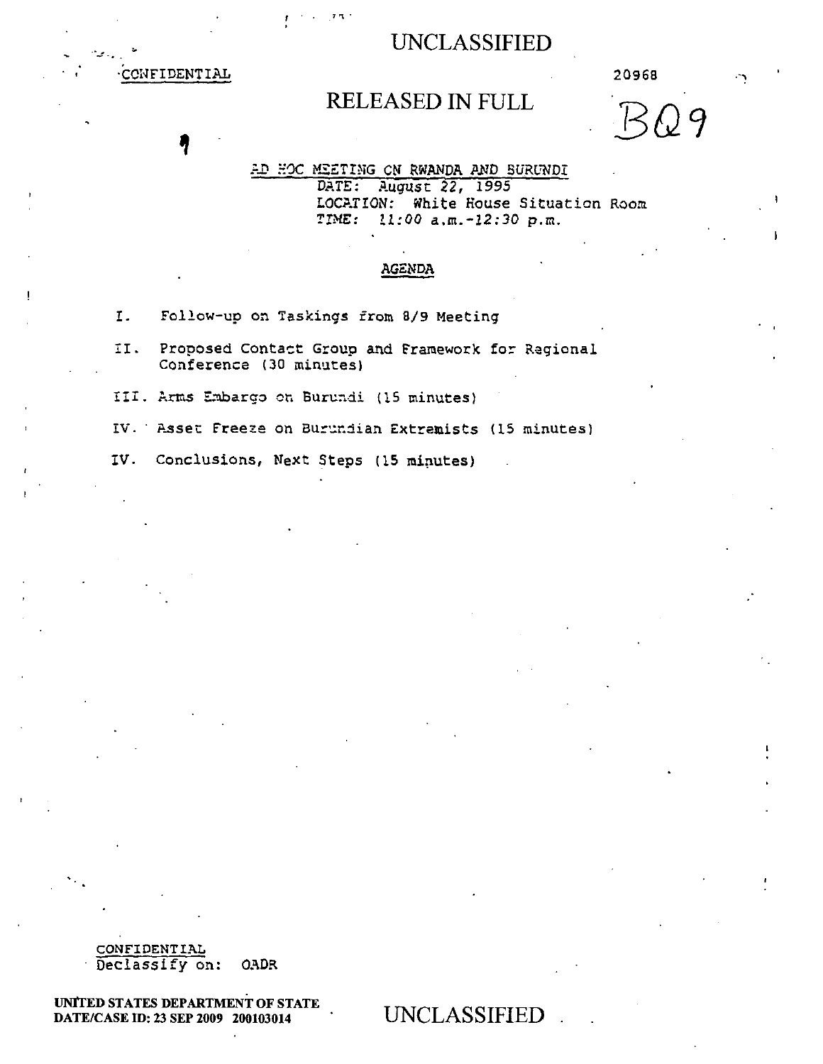UNCLASSIFIED

CONFIDENTIAL

20968

RELEASED IN FULL

BQ9

AD HOC MEETING ON RWANDA AND BURUNDI

DATE: August 22, 1995

LOCATION: White House Situation Room

TIME: 11:00 a.m.-12:30 p.m.

AGENDA

I. Follow-up on Taskings from 8/9 Meeting

II. Proposed Contact Group and Framework for Regional Conference (30 minutes)

III. Arms Embargo on Burundi (15 minutes)

IV. Asset Freeze on Burundian Extremists (15 minutes)

IV. Conclusions, Next Steps (15 minutes)

CONFIDENTIAL
Declassify on: OADR

UNITED STATES DEPARTMENT OF STATE
DATE/CASE ID: 23 SEP 2009 200103014

UNCLASSIFIED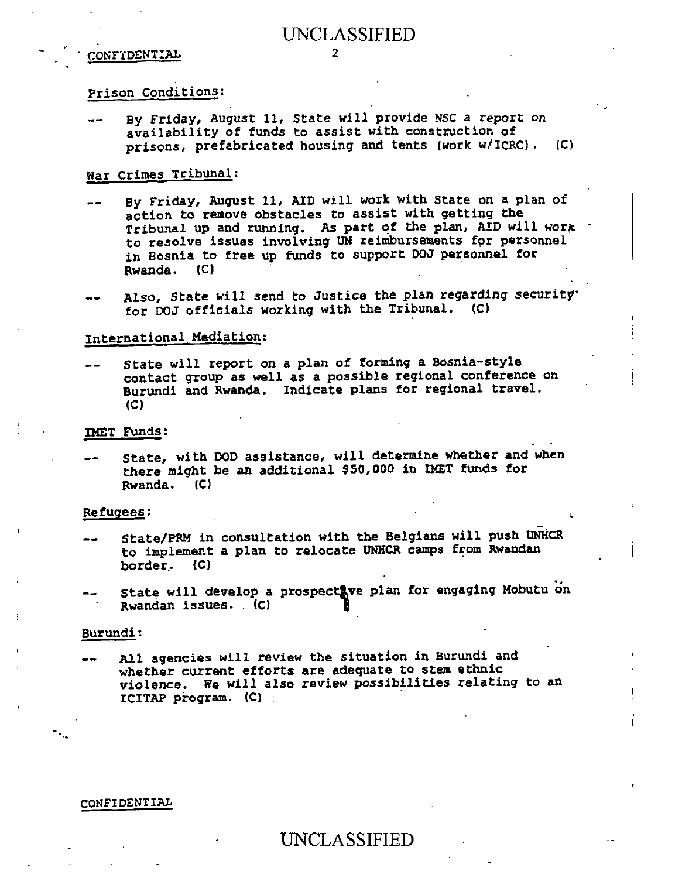CONFIDENTIAL

Prison Conditions:

-- By Friday, August 11, State will provide NSC a report on availability of funds to assist with construction of prisons, prefabricated housing and tents (work w/ICRC). (C)

War Crimes Tribunal:

-- By Friday, August 11, AID will work with State on a plan of action to remove obstacles to assist with getting the Tribunal up and running. As part of the plan, AID will work to resolve issues involving UN reimbursements for personnel in Bosnia to free up funds to support DOJ personnel for Rwanda. (C)

-- Also, State will send to Justice the plan regarding security for DOJ officials working with the Tribunal. (C)

International Mediation:

-- State will report on a plan of forming a Bosnia-style contact group as well as a possible regional conference on Burundi and Rwanda. Indicate plans for regional travel. (C)

IMET Funds:

-- State, with DOD assistance, will determine whether and when there might be an additional $50,000 in IMET funds for Rwanda. (C)

Refugees:

-- State/PRM in consultation with the Belgians will push UNHCR to implement a plan to relocate UNHCR camps from Rwandan border. (C)

-- State will develop a prospective plan for engaging Mobutu on Rwandan issues. (C)

Burundi:

-- All agencies will review the situation in Burundi and whether current efforts are adequate to stem ethnic violence. We will also review possibilities relating to an ICITAP program. (C)

CONFIDENTIAL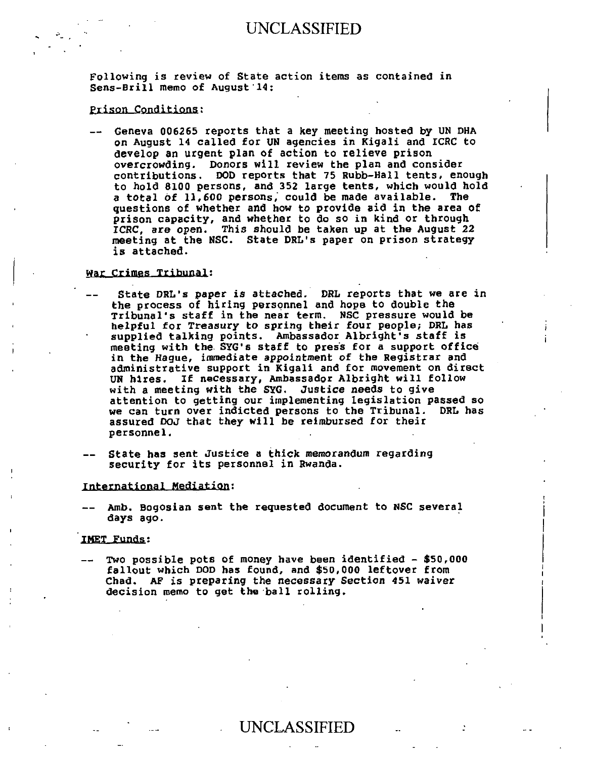UNCLASSIFIED

Following is review of State action items as contained in Sens-Brill memo of August 14:

Prison Conditions:

-- Geneva 006265 reports that a key meeting hosted by UN DHA on August 14 called for UN agencies in Kigali and ICRC to develop an urgent plan of action to relieve prison overcrowding. Donors will review the plan and consider contributions. DOD reports that 75 Rubb-Hall tents, enough to hold 8100 persons, and 352 large tents, which would hold a total of 11,600 persons, could be made available. The questions of whether and how to provide aid in the area of prison capacity, and whether to do so in kind or through ICRC, are open. This should be taken up at the August 22 meeting at the NSC. State DRL's paper on prison strategy is attached.

War Crimes Tribunal:

-- State DRL's paper is attached. DRL reports that we are in the process of hiring personnel and hope to double the Tribunal's staff in the near term. NSC pressure would be helpful for Treasury to spring their four people; DRL has supplied talking points. Ambassador Albright's staff is meeting with the SYG's staff to press for a support office in the Hague, immediate appointment of the Registrar and administrative support in Kigali and for movement on direct UN hires. If necessary, Ambassador Albright will follow with a meeting with the SYG. Justice needs to give attention to getting our implementing legislation passed so we can turn over indicted persons to the Tribunal. DRL has assured DOJ that they will be reimbursed for their personnel.

-- State has sent Justice a thick memorandum regarding security for its personnel in Rwanda.

International Mediation:

-- Amb. Bogosian sent the requested document to NSC several days ago.

IMET Funds:

-- Two possible pots of money have been identified - $50,000 fallout which DOD has found, and $50,000 leftover from Chad. AF is preparing the necessary Section 451 waiver decision memo to get the ball rolling.

UNCLASSIFIED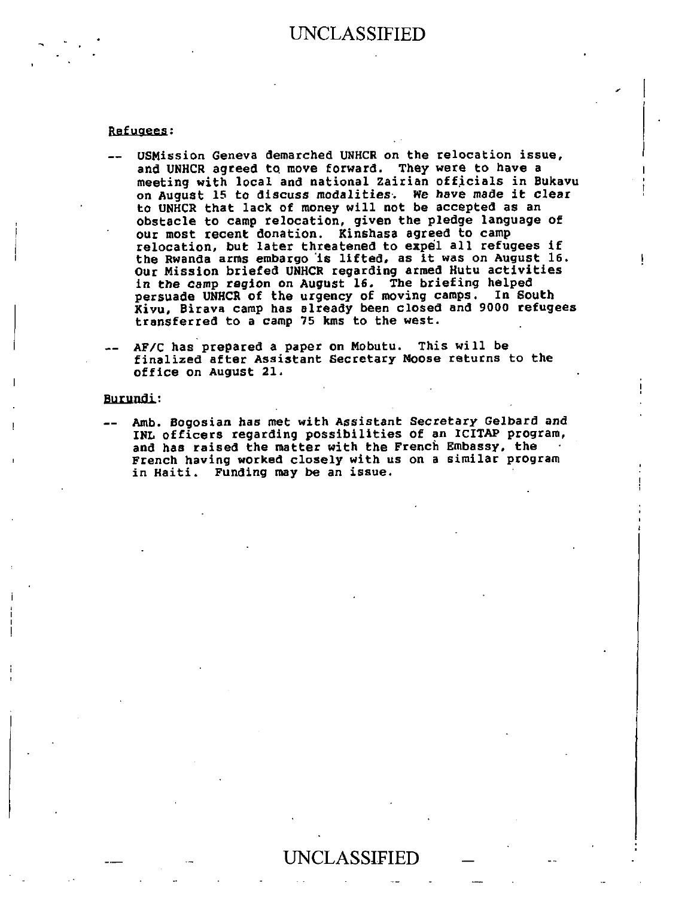Refugees:

-- USMission Geneva demarched UNHCR on the relocation issue, and UNHCR agreed to move forward. They were to have a meeting with local and national Zairian officials in Bukavu on August 15 to discuss modalities. We have made it clear to UNHCR that lack of money will not be accepted as an obstacle to camp relocation, given the pledge language of our most recent donation. Kinshasa agreed to camp relocation, but later threatened to expel all refugees if the Rwanda arms embargo is lifted, as it was on August 16. Our Mission briefed UNHCR regarding armed Hutu activities in the camp region on August 16. The briefing helped persuade UNHCR of the urgency of moving camps. In South Kivu, Birava camp has already been closed and 9000 refugees transferred to a camp 75 kms to the west.

-- AF/C has prepared a paper on Mobutu. This will be finalized after Assistant Secretary Moose returns to the office on August 21.

Burundi:

-- Amb. Bogosian has met with Assistant Secretary Gelbard and INL officers regarding possibilities of an ICITAP program, and has raised the matter with the French Embassy, the French having worked closely with us on a similar program in Haiti. Funding may be an issue.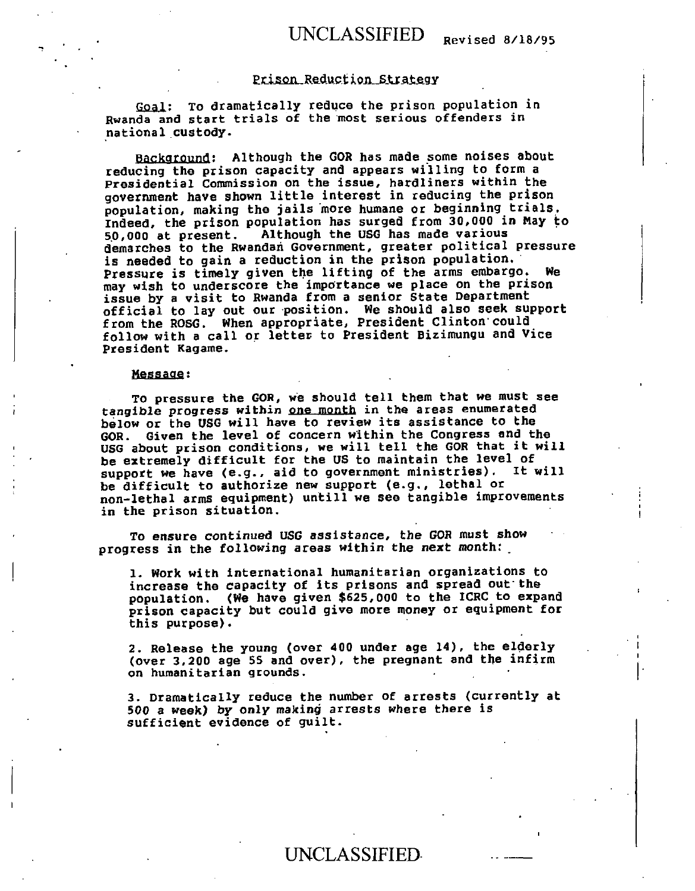UNCLASSIFIED Revised 8/18/95

## Prison Reduction Strategy

Goal: To dramatically reduce the prison population in Rwanda and start trials of the most serious offenders in national custody.

Background: Although the GOR has made some noises about reducing the prison capacity and appears willing to form a Presidential Commission on the issue, hardliners within the government have shown little interest in reducing the prison population, making the jails more humane or beginning trials. Indeed, the prison population has surged from 30,000 in May to 50,000 at present. Although the USG has made various demarches to the Rwandan Government, greater political pressure is needed to gain a reduction in the prison population. Pressure is timely given the lifting of the arms embargo. We may wish to underscore the importance we place on the prison issue by a visit to Rwanda from a senior State Department official to lay out our position. We should also seek support from the ROSG. When appropriate, President Clinton could follow with a call or letter to President Bizimungu and Vice President Kagame.

Message:

To pressure the GOR, we should tell them that we must see tangible progress within one month in the areas enumerated below or the USG will have to review its assistance to the GOR. Given the level of concern within the Congress and the USG about prison conditions, we will tell the GOR that it will be extremely difficult for the US to maintain the level of support we have (e.g., aid to government ministries). It will be difficult to authorize new support (e.g., lethal or non-lethal arms equipment) untill we see tangible improvements in the prison situation.

To ensure continued USG assistance, the GOR must show progress in the following areas within the next month:

1. Work with international humanitarian organizations to increase the capacity of its prisons and spread out the population. (We have given $625,000 to the ICRC to expand prison capacity but could give more money or equipment for this purpose).

2. Release the young (over 400 under age 14), the elderly (over 3,200 age 55 and over), the pregnant and the infirm on humanitarian grounds.

3. Dramatically reduce the number of arrests (currently at 500 a week) by only making arrests where there is sufficient evidence of guilt.

UNCLASSIFIED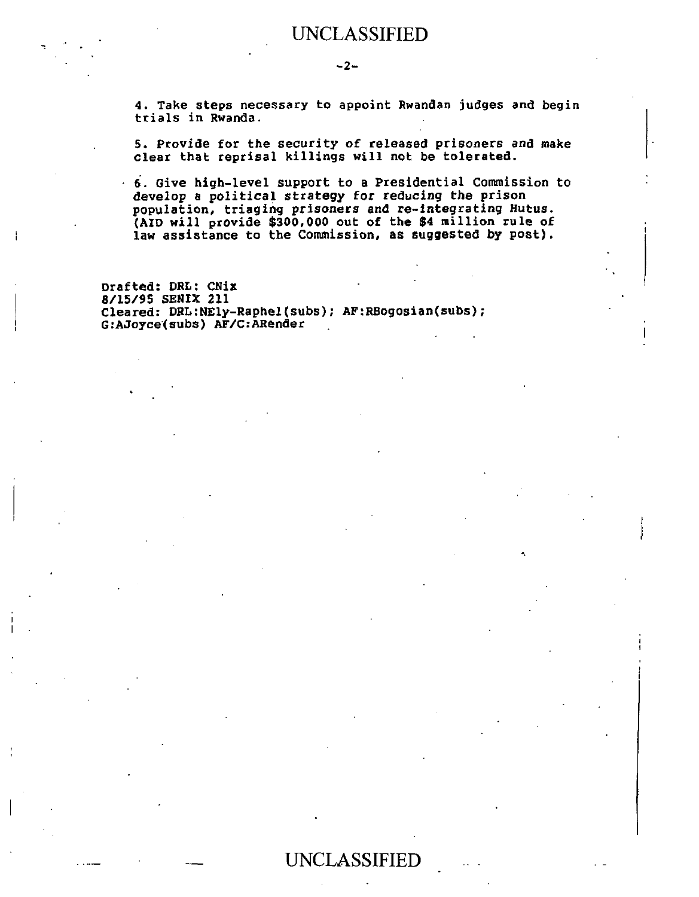4. Take steps necessary to appoint Rwandan judges and begin trials in Rwanda.

5. Provide for the security of released prisoners and make clear that reprisal killings will not be tolerated.

6. Give high-level support to a Presidential Commission to develop a political strategy for reducing the prison population, triaging prisoners and re-integrating Hutus. (AID will provide $300,000 out of the $4 million rule of law assistance to the Commission, as suggested by post).

Drafted: DRL: CNix
8/15/95 SENIX 211
Cleared: DRL:NEly-Raphel(subs); AF:RBogosian(subs);
G:AJoyce(subs) AF/C:ARender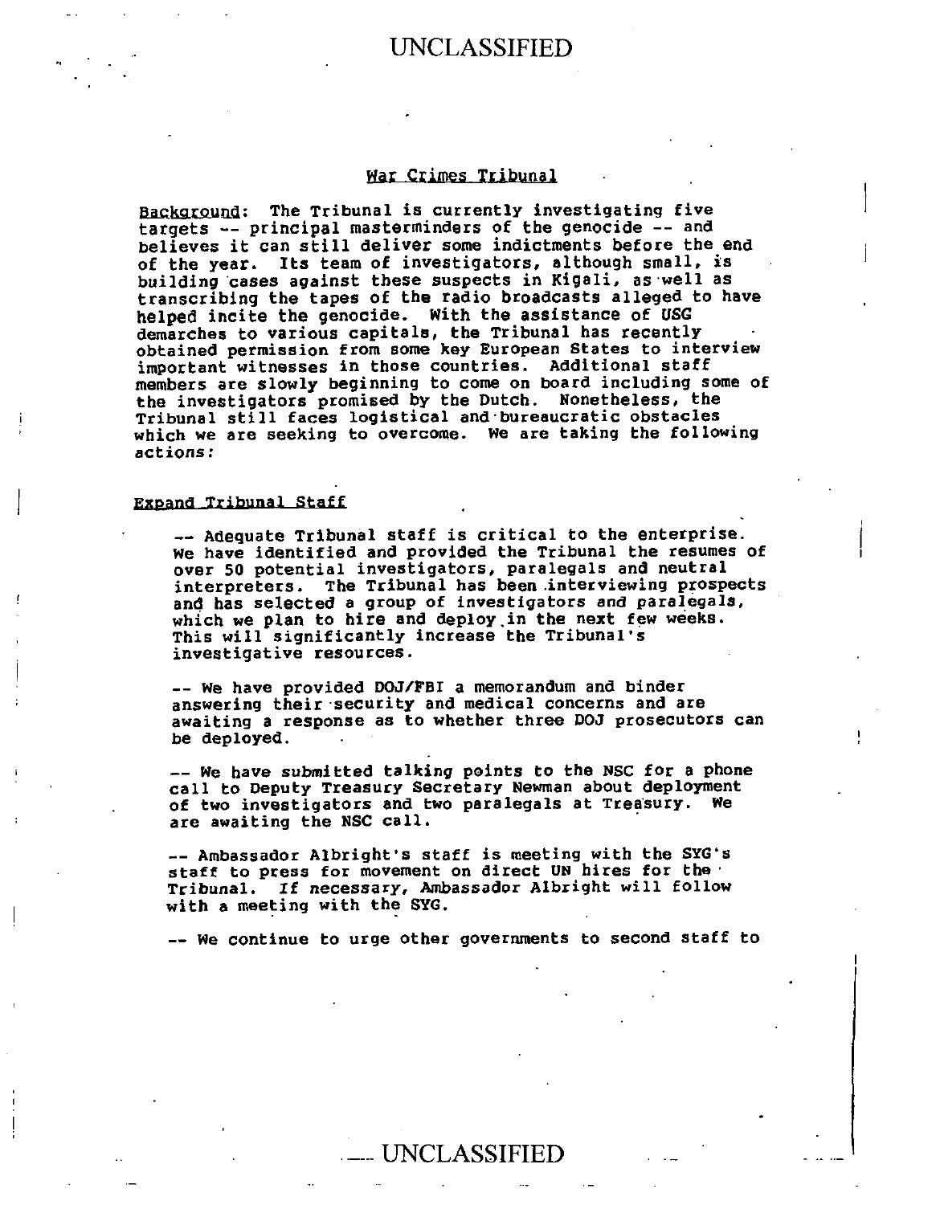## War Crimes Tribunal

Background: The Tribunal is currently investigating five targets -- principal masterminders of the genocide -- and believes it can still deliver some indictments before the end of the year. Its team of investigators, although small, is building cases against these suspects in Kigali, as well as transcribing the tapes of the radio broadcasts alleged to have helped incite the genocide. With the assistance of USG demarches to various capitals, the Tribunal has recently obtained permission from some key European States to interview important witnesses in those countries. Additional staff members are slowly beginning to come on board including some of the investigators promised by the Dutch. Nonetheless, the Tribunal still faces logistical and bureaucratic obstacles which we are seeking to overcome. We are taking the following actions:

### Expand Tribunal Staff

-- Adequate Tribunal staff is critical to the enterprise. We have identified and provided the Tribunal the resumes of over 50 potential investigators, paralegals and neutral interpreters. The Tribunal has been interviewing prospects and has selected a group of investigators and paralegals, which we plan to hire and deploy in the next few weeks. This will significantly increase the Tribunal's investigative resources.

-- We have provided DOJ/FBI a memorandum and binder answering their security and medical concerns and are awaiting a response as to whether three DOJ prosecutors can be deployed.

-- We have submitted talking points to the NSC for a phone call to Deputy Treasury Secretary Newman about deployment of two investigators and two paralegals at Treasury. We are awaiting the NSC call.

-- Ambassador Albright's staff is meeting with the SYG's staff to press for movement on direct UN hires for the Tribunal. If necessary, Ambassador Albright will follow with a meeting with the SYG.

-- We continue to urge other governments to second staff to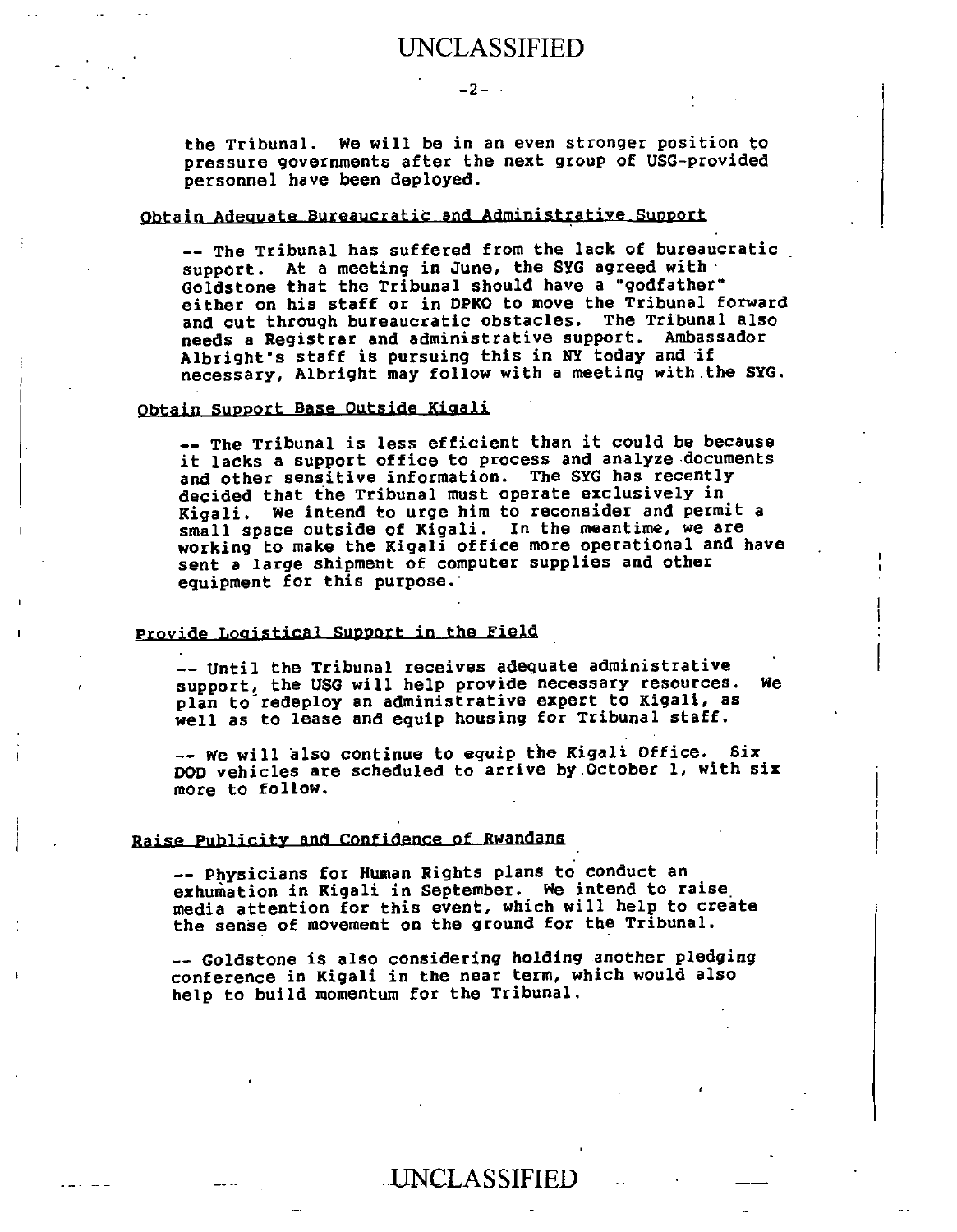the Tribunal. We will be in an even stronger position to pressure governments after the next group of USG-provided personnel have been deployed.

Obtain Adequate Bureaucratic and Administrative Support

-- The Tribunal has suffered from the lack of bureaucratic support. At a meeting in June, the SYG agreed with Goldstone that the Tribunal should have a "godfather" either on his staff or in DPKO to move the Tribunal forward and cut through bureaucratic obstacles. The Tribunal also needs a Registrar and administrative support. Ambassador Albright's staff is pursuing this in NY today and if necessary, Albright may follow with a meeting with the SYG.

Obtain Support Base Outside Kigali

-- The Tribunal is less efficient than it could be because it lacks a support office to process and analyze documents and other sensitive information. The SYG has recently decided that the Tribunal must operate exclusively in Kigali. We intend to urge him to reconsider and permit a small space outside of Kigali. In the meantime, we are working to make the Kigali office more operational and have sent a large shipment of computer supplies and other equipment for this purpose.

Provide Logistical Support in the Field

-- Until the Tribunal receives adequate administrative support, the USG will help provide necessary resources. We plan to redeploy an administrative expert to Kigali, as well as to lease and equip housing for Tribunal staff.

-- We will also continue to equip the Kigali Office. Six DOD vehicles are scheduled to arrive by October 1, with six more to follow.

Raise Publicity and Confidence of Rwandans

-- Physicians for Human Rights plans to conduct an exhumation in Kigali in September. We intend to raise media attention for this event, which will help to create the sense of movement on the ground for the Tribunal.

-- Goldstone is also considering holding another pledging conference in Kigali in the near term, which would also help to build momentum for the Tribunal.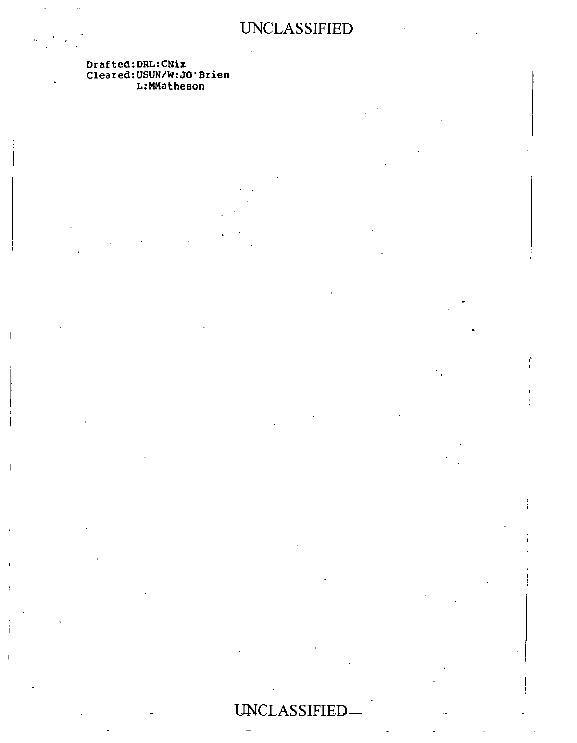Drafted:DRL:CNix
Cleared:USUN/W:JO'Brien
        L:MMatheson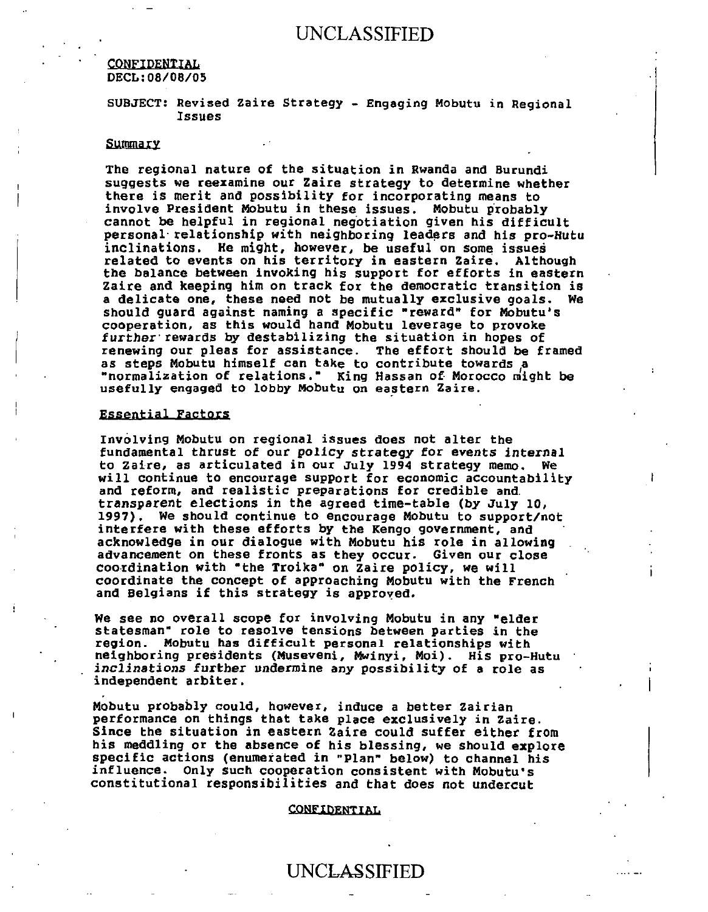CONFIDENTIAL
DECL:08/08/05

SUBJECT: Revised Zaire Strategy - Engaging Mobutu in Regional Issues

## Summary

The regional nature of the situation in Rwanda and Burundi suggests we reexamine our Zaire strategy to determine whether there is merit and possibility for incorporating means to involve President Mobutu in these issues. Mobutu probably cannot be helpful in regional negotiation given his difficult personal relationship with neighboring leaders and his pro-Hutu inclinations. He might, however, be useful on some issues related to events on his territory in eastern Zaire. Although the balance between invoking his support for efforts in eastern Zaire and keeping him on track for the democratic transition is a delicate one, these need not be mutually exclusive goals. We should guard against naming a specific "reward" for Mobutu's cooperation, as this would hand Mobutu leverage to provoke further rewards by destabilizing the situation in hopes of renewing our pleas for assistance. The effort should be framed as steps Mobutu himself can take to contribute towards a "normalization of relations." King Hassan of Morocco might be usefully engaged to lobby Mobutu on eastern Zaire.

## Essential Factors

Involving Mobutu on regional issues does not alter the fundamental thrust of our policy strategy for events internal to Zaire, as articulated in our July 1994 strategy memo. We will continue to encourage support for economic accountability and reform, and realistic preparations for credible and transparent elections in the agreed time-table (by July 10, 1997). We should continue to encourage Mobutu to support/not interfere with these efforts by the Kengo government, and acknowledge in our dialogue with Mobutu his role in allowing advancement on these fronts as they occur. Given our close coordination with "the Troika" on Zaire policy, we will coordinate the concept of approaching Mobutu with the French and Belgians if this strategy is approved.

We see no overall scope for involving Mobutu in any "elder statesman" role to resolve tensions between parties in the region. Mobutu has difficult personal relationships with neighboring presidents (Museveni, Mwinyi, Moi). His pro-Hutu inclinations further undermine any possibility of a role as independent arbiter.

Mobutu probably could, however, induce a better Zairian performance on things that take place exclusively in Zaire. Since the situation in eastern Zaire could suffer either from his meddling or the absence of his blessing, we should explore specific actions (enumerated in "Plan" below) to channel his influence. Only such cooperation consistent with Mobutu's constitutional responsibilities and that does not undercut

CONFIDENTIAL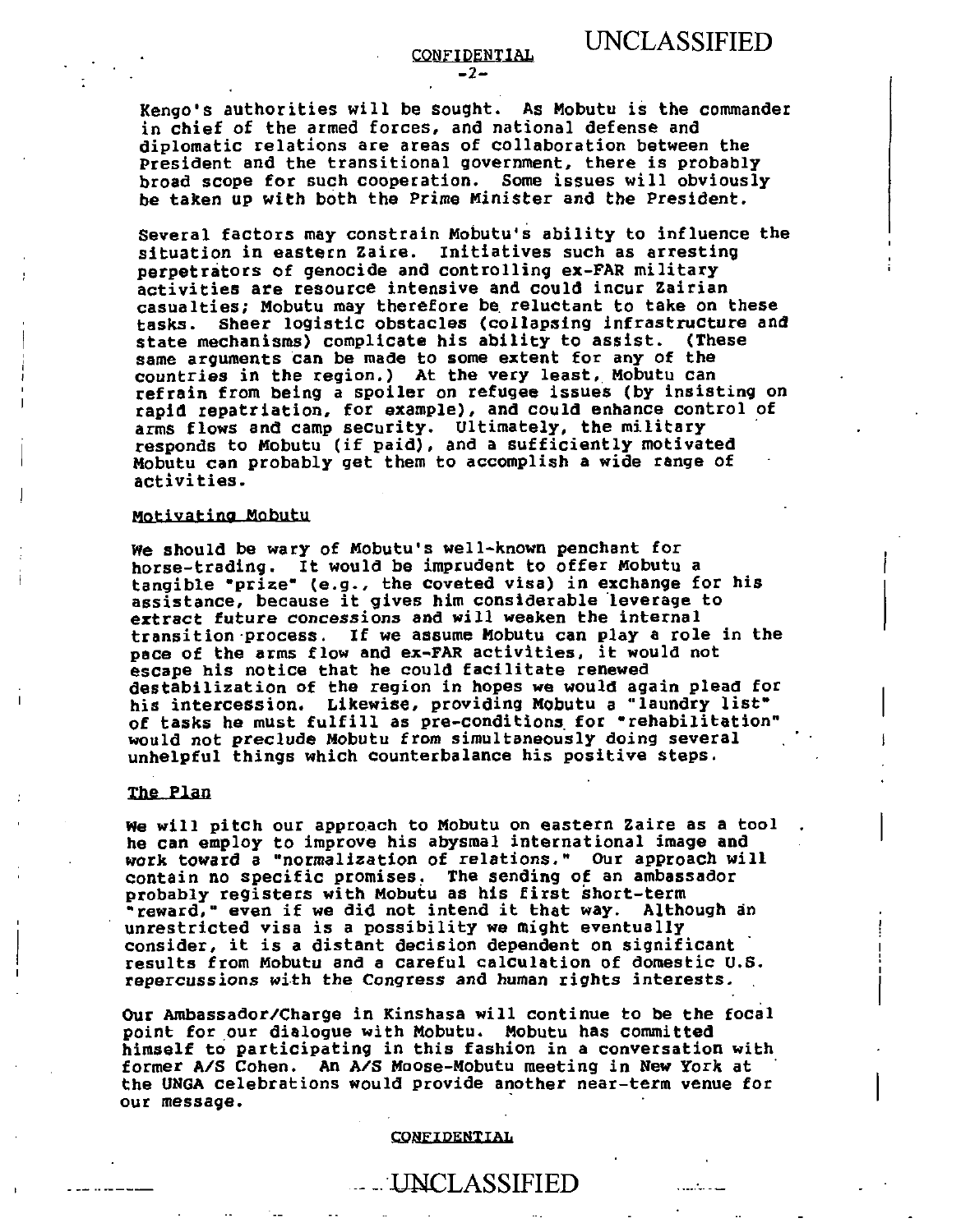Kengo's authorities will be sought. As Mobutu is the commander in chief of the armed forces, and national defense and diplomatic relations are areas of collaboration between the President and the transitional government, there is probably broad scope for such cooperation. Some issues will obviously be taken up with both the Prime Minister and the President.

Several factors may constrain Mobutu's ability to influence the situation in eastern Zaire. Initiatives such as arresting perpetrators of genocide and controlling ex-FAR military activities are resource intensive and could incur Zairian casualties; Mobutu may therefore be reluctant to take on these tasks. Sheer logistic obstacles (collapsing infrastructure and state mechanisms) complicate his ability to assist. (These same arguments can be made to some extent for any of the countries in the region.) At the very least, Mobutu can refrain from being a spoiler on refugee issues (by insisting on rapid repatriation, for example), and could enhance control of arms flows and camp security. Ultimately, the military responds to Mobutu (if paid), and a sufficiently motivated Mobutu can probably get them to accomplish a wide range of activities.

## Motivating Mobutu

We should be wary of Mobutu's well-known penchant for horse-trading. It would be imprudent to offer Mobutu a tangible "prize" (e.g., the coveted visa) in exchange for his assistance, because it gives him considerable leverage to extract future concessions and will weaken the internal transition process. If we assume Mobutu can play a role in the pace of the arms flow and ex-FAR activities, it would not escape his notice that he could facilitate renewed destabilization of the region in hopes we would again plead for his intercession. Likewise, providing Mobutu a "laundry list" of tasks he must fulfill as pre-conditions for "rehabilitation" would not preclude Mobutu from simultaneously doing several unhelpful things which counterbalance his positive steps.

## The Plan

We will pitch our approach to Mobutu on eastern Zaire as a tool he can employ to improve his abysmal international image and work toward a "normalization of relations." Our approach will contain no specific promises. The sending of an ambassador probably registers with Mobutu as his first short-term "reward," even if we did not intend it that way. Although an unrestricted visa is a possibility we might eventually consider, it is a distant decision dependent on significant results from Mobutu and a careful calculation of domestic U.S. repercussions with the Congress and human rights interests.

Our Ambassador/Charge in Kinshasa will continue to be the focal point for our dialogue with Mobutu. Mobutu has committed himself to participating in this fashion in a conversation with former A/S Cohen. An A/S Moose-Mobutu meeting in New York at the UNGA celebrations would provide another near-term venue for our message.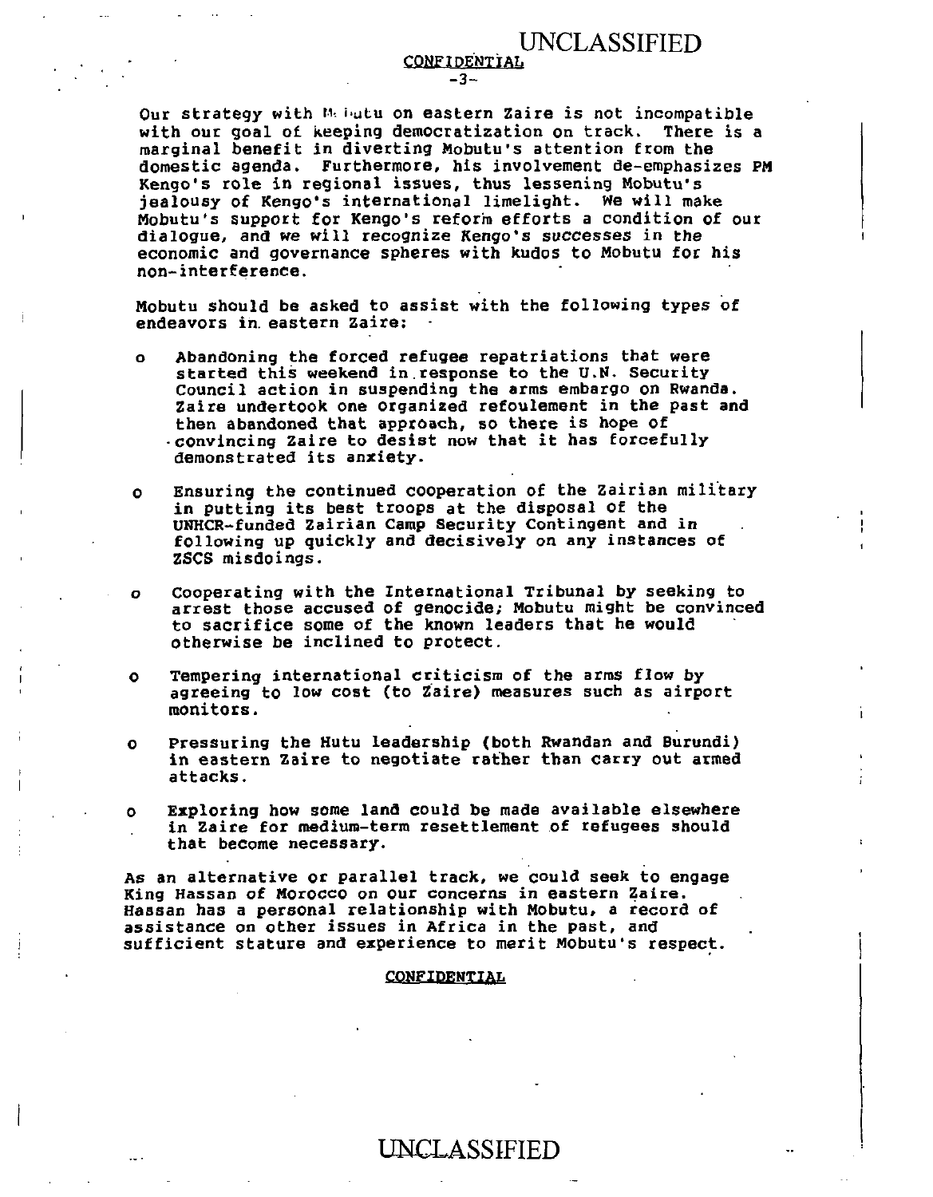Our strategy with Mobutu on eastern Zaire is not incompatible with our goal of keeping democratization on track. There is a marginal benefit in diverting Mobutu's attention from the domestic agenda. Furthermore, his involvement de-emphasizes PM Kengo's role in regional issues, thus lessening Mobutu's jealousy of Kengo's international limelight. We will make Mobutu's support for Kengo's reform efforts a condition of our dialogue, and we will recognize Kengo's successes in the economic and governance spheres with kudos to Mobutu for his non-interference.

Mobutu should be asked to assist with the following types of endeavors in eastern Zaire:

- o Abandoning the forced refugee repatriations that were started this weekend in response to the U.N. Security Council action in suspending the arms embargo on Rwanda. Zaire undertook one organized refoulement in the past and then abandoned that approach, so there is hope of convincing Zaire to desist now that it has forcefully demonstrated its anxiety.

- o Ensuring the continued cooperation of the Zairian military in putting its best troops at the disposal of the UNHCR-funded Zairian Camp Security Contingent and in following up quickly and decisively on any instances of ZSCS misdoings.

- o Cooperating with the International Tribunal by seeking to arrest those accused of genocide; Mobutu might be convinced to sacrifice some of the known leaders that he would otherwise be inclined to protect.

- o Tempering international criticism of the arms flow by agreeing to low cost (to Zaire) measures such as airport monitors.

- o Pressuring the Hutu leadership (both Rwandan and Burundi) in eastern Zaire to negotiate rather than carry out armed attacks.

- o Exploring how some land could be made available elsewhere in Zaire for medium-term resettlement of refugees should that become necessary.

As an alternative or parallel track, we could seek to engage King Hassan of Morocco on our concerns in eastern Zaire. Hassan has a personal relationship with Mobutu, a record of assistance on other issues in Africa in the past, and sufficient stature and experience to merit Mobutu's respect.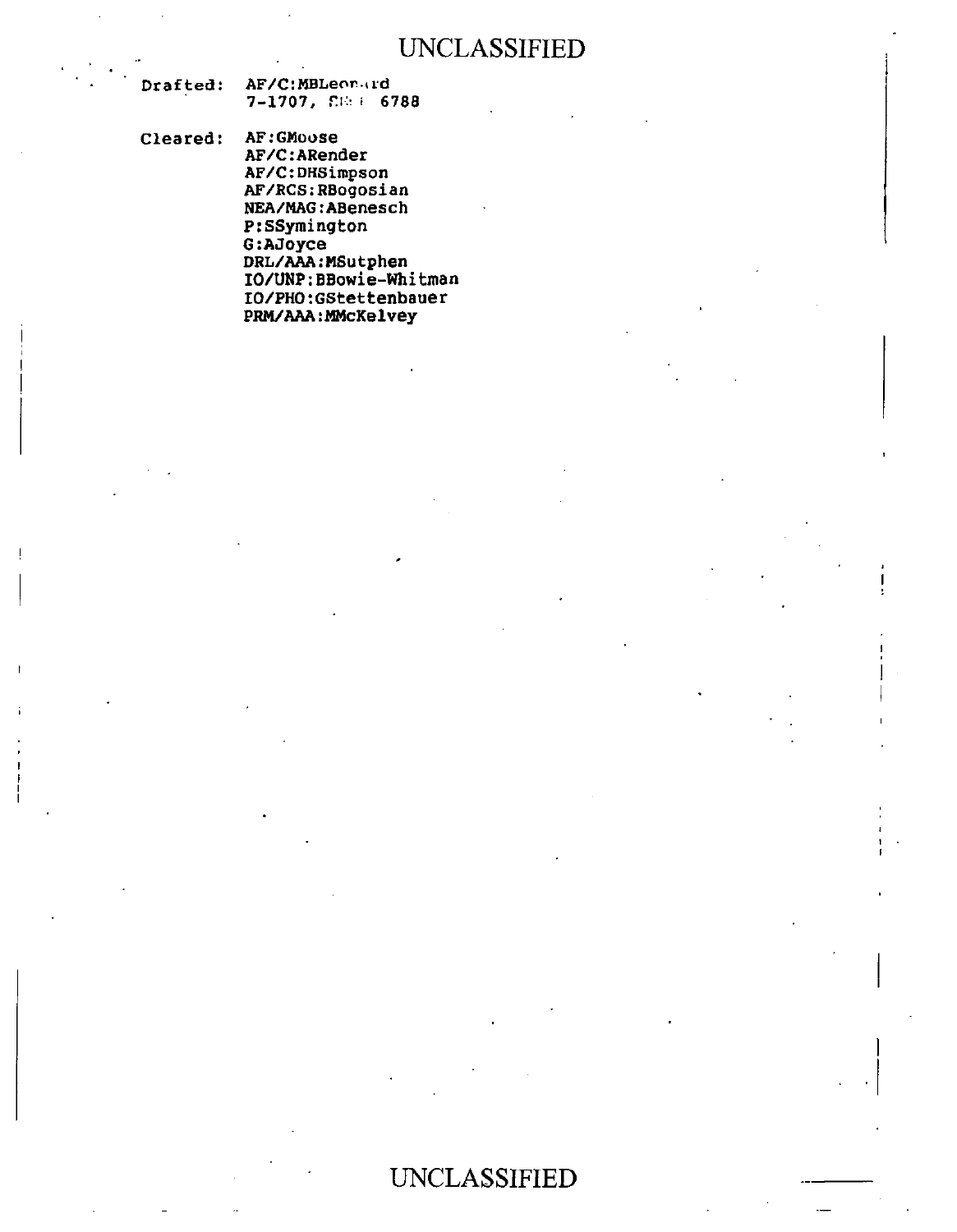UNCLASSIFIED

Drafted: AF/C:MBLeonard
7-1707, ... 6788

Cleared: AF:GMoose
AF/C:ARender
AF/C:DHSimpson
AF/RCS:RBogosian
NEA/MAG:ABenesch
P:SSymington
G:AJoyce
DRL/AAA:MSutphen
IO/UNP:BBowie-Whitman
IO/PHO:GStettenbauer
PRM/AAA:MMcKelvey

UNCLASSIFIED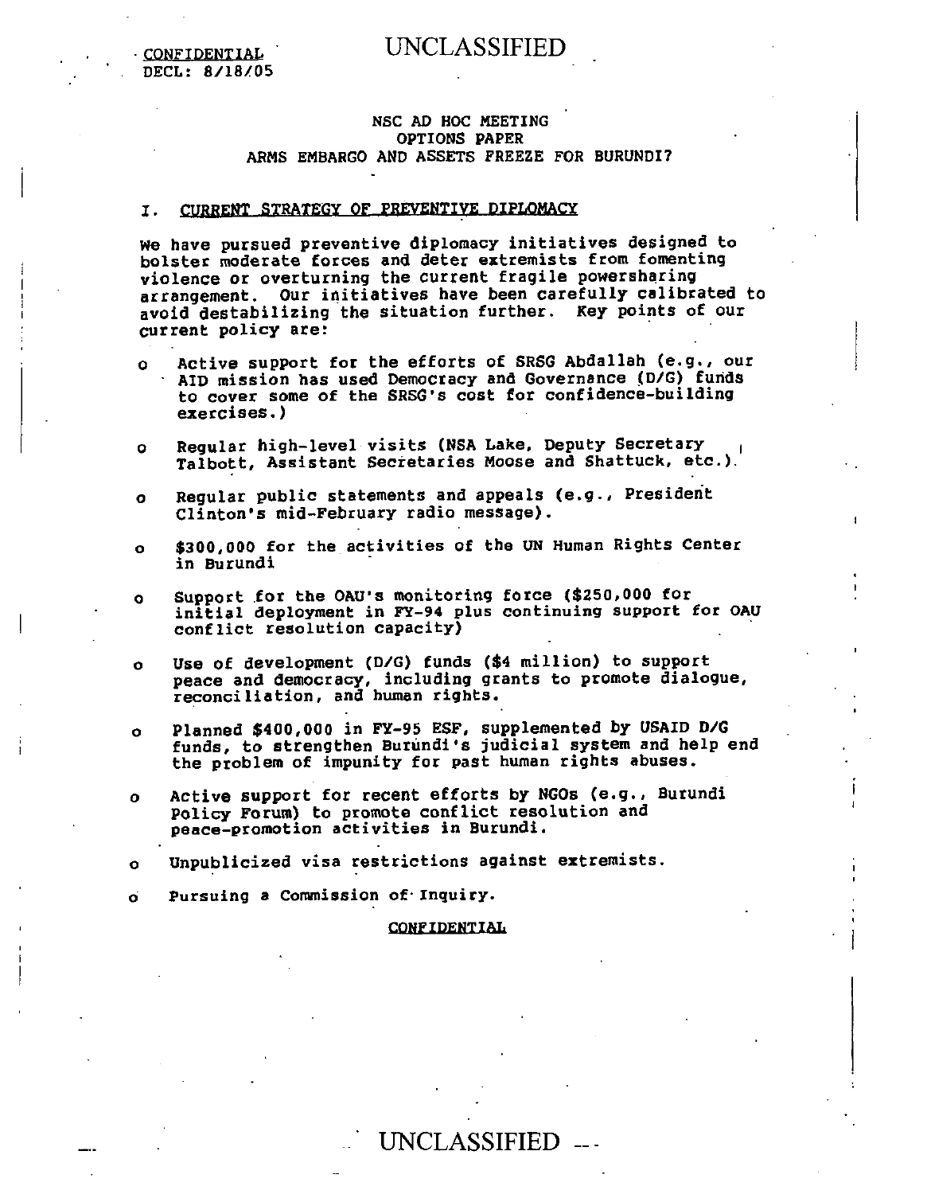CONFIDENTIAL
DECL: 8/18/05

UNCLASSIFIED

NSC AD HOC MEETING
OPTIONS PAPER
ARMS EMBARGO AND ASSETS FREEZE FOR BURUNDI?

## I. CURRENT STRATEGY OF PREVENTIVE DIPLOMACY

We have pursued preventive diplomacy initiatives designed to bolster moderate forces and deter extremists from fomenting violence or overturning the current fragile powersharing arrangement. Our initiatives have been carefully calibrated to avoid destabilizing the situation further. Key points of our current policy are:

- Active support for the efforts of SRSG Abdallah (e.g., our AID mission has used Democracy and Governance (D/G) funds to cover some of the SRSG's cost for confidence-building exercises.)
- Regular high-level visits (NSA Lake, Deputy Secretary Talbott, Assistant Secretaries Moose and Shattuck, etc.).
- Regular public statements and appeals (e.g., President Clinton's mid-February radio message).
- $300,000 for the activities of the UN Human Rights Center in Burundi
- Support for the OAU's monitoring force ($250,000 for initial deployment in FY-94 plus continuing support for OAU conflict resolution capacity)
- Use of development (D/G) funds ($4 million) to support peace and democracy, including grants to promote dialogue, reconciliation, and human rights.
- Planned $400,000 in FY-95 ESF, supplemented by USAID D/G funds, to strengthen Burundi's judicial system and help end the problem of impunity for past human rights abuses.
- Active support for recent efforts by NGOs (e.g., Burundi Policy Forum) to promote conflict resolution and peace-promotion activities in Burundi.
- Unpublicized visa restrictions against extremists.
- Pursuing a Commission of Inquiry.

CONFIDENTIAL

UNCLASSIFIED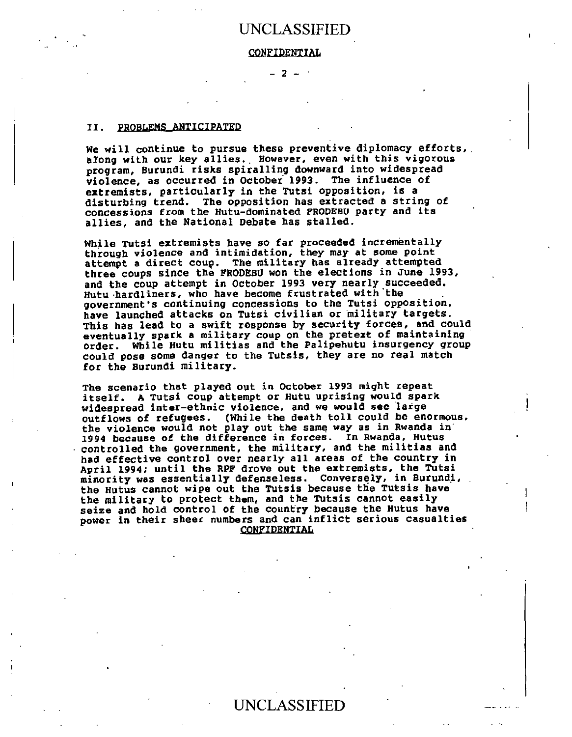## II. PROBLEMS ANTICIPATED

We will continue to pursue these preventive diplomacy efforts, along with our key allies. However, even with this vigorous program, Burundi risks spiralling downward into widespread violence, as occurred in October 1993. The influence of extremists, particularly in the Tutsi opposition, is a disturbing trend. The opposition has extracted a string of concessions from the Hutu-dominated FRODEBU party and its allies, and the National Debate has stalled.

While Tutsi extremists have so far proceeded incrementally through violence and intimidation, they may at some point attempt a direct coup. The military has already attempted three coups since the FRODEBU won the elections in June 1993, and the coup attempt in October 1993 very nearly succeeded. Hutu hardliners, who have become frustrated with the government's continuing concessions to the Tutsi opposition, have launched attacks on Tutsi civilian or military targets. This has lead to a swift response by security forces, and could eventually spark a military coup on the pretext of maintaining order. While Hutu militias and the Palipehutu insurgency group could pose some danger to the Tutsis, they are no real match for the Burundi military.

The scenario that played out in October 1993 might repeat itself. A Tutsi coup attempt or Hutu uprising would spark widespread inter-ethnic violence, and we would see large outflows of refugees. (While the death toll could be enormous, the violence would not play out the same way as in Rwanda in 1994 because of the difference in forces. In Rwanda, Hutus controlled the government, the military, and the militias and had effective control over nearly all areas of the country in April 1994; until the RPF drove out the extremists, the Tutsi minority was essentially defenseless. Conversely, in Burundi, the Hutus cannot wipe out the Tutsis because the Tutsis have the military to protect them, and the Tutsis cannot easily seize and hold control of the country because the Hutus have power in their sheer numbers and can inflict serious casualties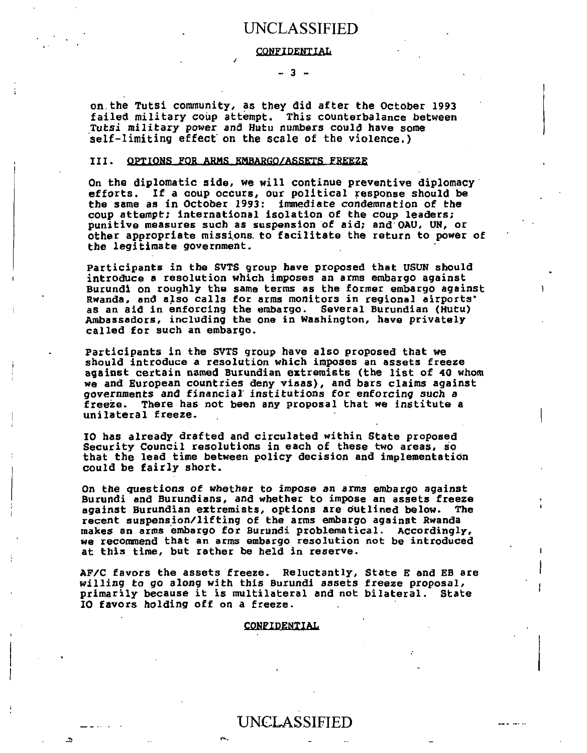on the Tutsi community, as they did after the October 1993 failed military coup attempt. This counterbalance between Tutsi military power and Hutu numbers could have some self-limiting effect on the scale of the violence.)

### III. OPTIONS FOR ARMS EMBARGO/ASSETS FREEZE

On the diplomatic side, we will continue preventive diplomacy efforts. If a coup occurs, our political response should be the same as in October 1993: immediate condemnation of the coup attempt; international isolation of the coup leaders; punitive measures such as suspension of aid; and OAU, UN, or other appropriate missions to facilitate the return to power of the legitimate government.

Participants in the SVTS group have proposed that USUN should introduce a resolution which imposes an arms embargo against Burundi on roughly the same terms as the former embargo against Rwanda, and also calls for arms monitors in regional airports as an aid in enforcing the embargo. Several Burundian (Hutu) Ambassadors, including the one in Washington, have privately called for such an embargo.

Participants in the SVTS group have also proposed that we should introduce a resolution which imposes an assets freeze against certain named Burundian extremists (the list of 40 whom we and European countries deny visas), and bars claims against governments and financial institutions for enforcing such a freeze. There has not been any proposal that we institute a unilateral freeze.

IO has already drafted and circulated within State proposed Security Council resolutions in each of these two areas, so that the lead time between policy decision and implementation could be fairly short.

On the questions of whether to impose an arms embargo against Burundi and Burundians, and whether to impose an assets freeze against Burundian extremists, options are outlined below. The recent suspension/lifting of the arms embargo against Rwanda makes an arms embargo for Burundi problematical. Accordingly, we recommend that an arms embargo resolution not be introduced at this time, but rather be held in reserve.

AF/C favors the assets freeze. Reluctantly, State E and EB are willing to go along with this Burundi assets freeze proposal, primarily because it is multilateral and not bilateral. State IO favors holding off on a freeze.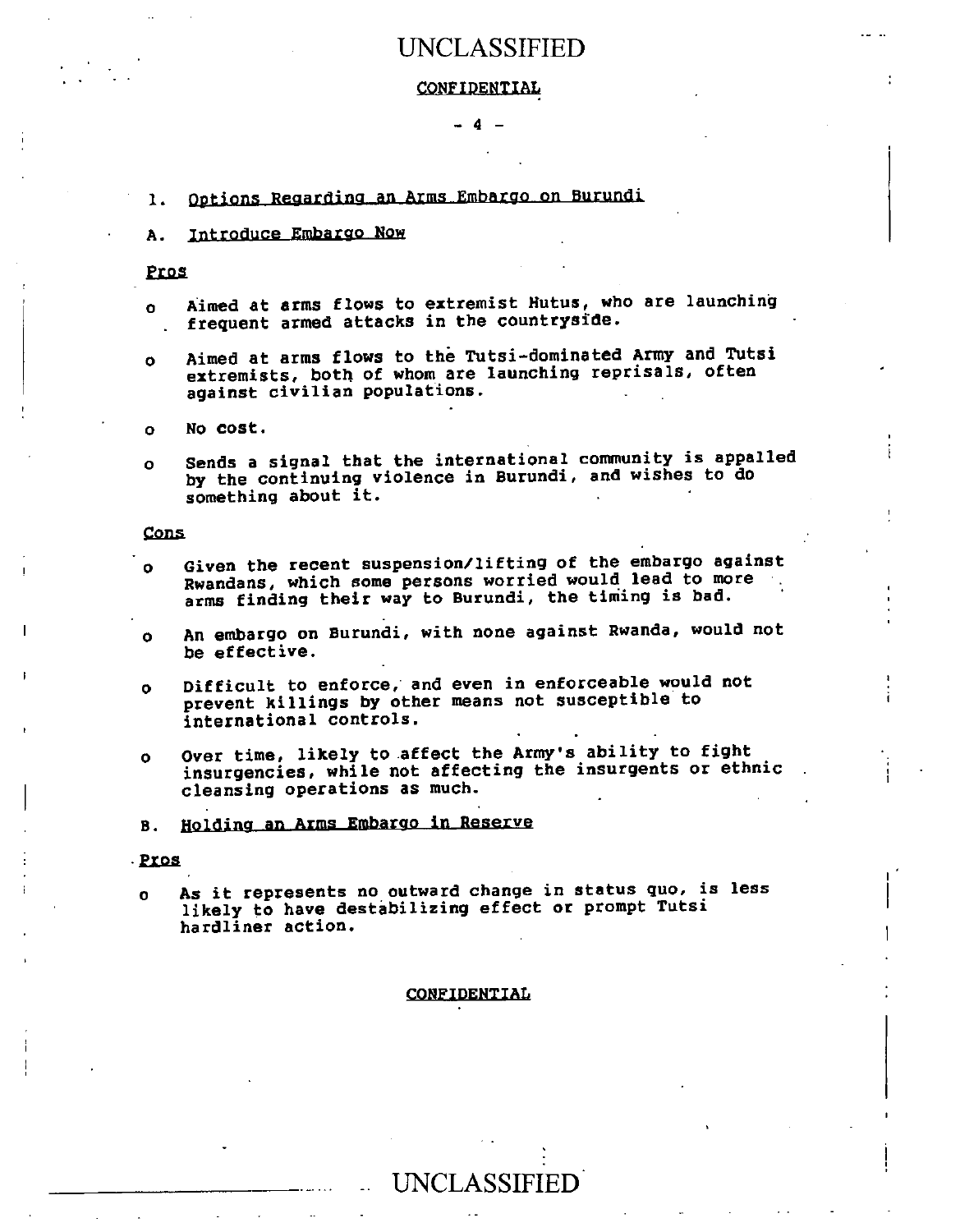## 1. Options Regarding an Arms Embargo on Burundi

### A. Introduce Embargo Now

**Pros**

- Aimed at arms flows to extremist Hutus, who are launching frequent armed attacks in the countryside.
- Aimed at arms flows to the Tutsi-dominated Army and Tutsi extremists, both of whom are launching reprisals, often against civilian populations.
- No cost.
- Sends a signal that the international community is appalled by the continuing violence in Burundi, and wishes to do something about it.

**Cons**

- Given the recent suspension/lifting of the embargo against Rwandans, which some persons worried would lead to more arms finding their way to Burundi, the timing is bad.
- An embargo on Burundi, with none against Rwanda, would not be effective.
- Difficult to enforce, and even in enforceable would not prevent killings by other means not susceptible to international controls.
- Over time, likely to affect the Army's ability to fight insurgencies, while not affecting the insurgents or ethnic cleansing operations as much.

### B. Holding an Arms Embargo in Reserve

**Pros**

- As it represents no outward change in status quo, is less likely to have destabilizing effect or prompt Tutsi hardliner action.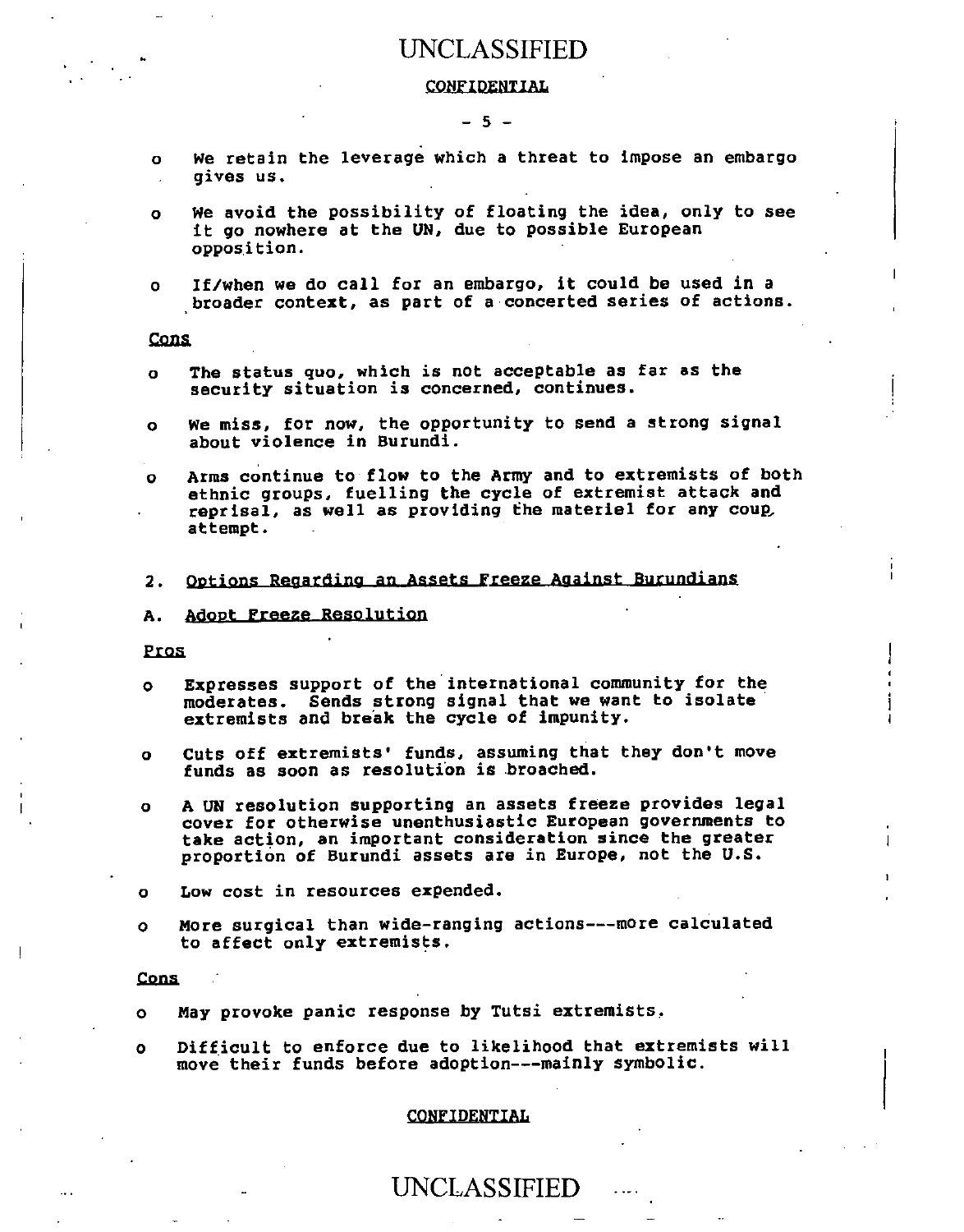- We retain the leverage which a threat to impose an embargo gives us.
- We avoid the possibility of floating the idea, only to see it go nowhere at the UN, due to possible European opposition.
- If/when we do call for an embargo, it could be used in a broader context, as part of a concerted series of actions.

Cons

- The status quo, which is not acceptable as far as the security situation is concerned, continues.
- We miss, for now, the opportunity to send a strong signal about violence in Burundi.
- Arms continue to flow to the Army and to extremists of both ethnic groups, fuelling the cycle of extremist attack and reprisal, as well as providing the materiel for any coup attempt.

2. Options Regarding an Assets Freeze Against Burundians

A. Adopt Freeze Resolution

Pros

- Expresses support of the international community for the moderates. Sends strong signal that we want to isolate extremists and break the cycle of impunity.
- Cuts off extremists' funds, assuming that they don't move funds as soon as resolution is broached.
- A UN resolution supporting an assets freeze provides legal cover for otherwise unenthusiastic European governments to take action, an important consideration since the greater proportion of Burundi assets are in Europe, not the U.S.
- Low cost in resources expended.
- More surgical than wide-ranging actions---more calculated to affect only extremists.

Cons

- May provoke panic response by Tutsi extremists.
- Difficult to enforce due to likelihood that extremists will move their funds before adoption---mainly symbolic.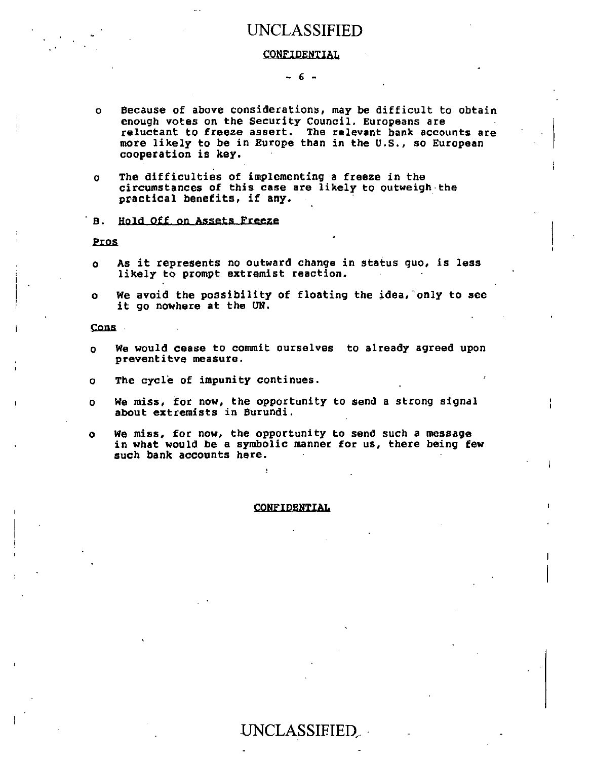- Because of above considerations, may be difficult to obtain enough votes on the Security Council. Europeans are reluctant to freeze assert. The relevant bank accounts are more likely to be in Europe than in the U.S., so European cooperation is key.

- The difficulties of implementing a freeze in the circumstances of this case are likely to outweigh the practical benefits, if any.

B. Hold Off on Assets Freeze

Pros

- As it represents no outward change in status quo, is less likely to prompt extremist reaction.

- We avoid the possibility of floating the idea, only to see it go nowhere at the UN.

Cons

- We would cease to commit ourselves to already agreed upon preventitve measure.

- The cycle of impunity continues.

- We miss, for now, the opportunity to send a strong signal about extremists in Burundi.

- We miss, for now, the opportunity to send such a message in what would be a symbolic manner for us, there being few such bank accounts here.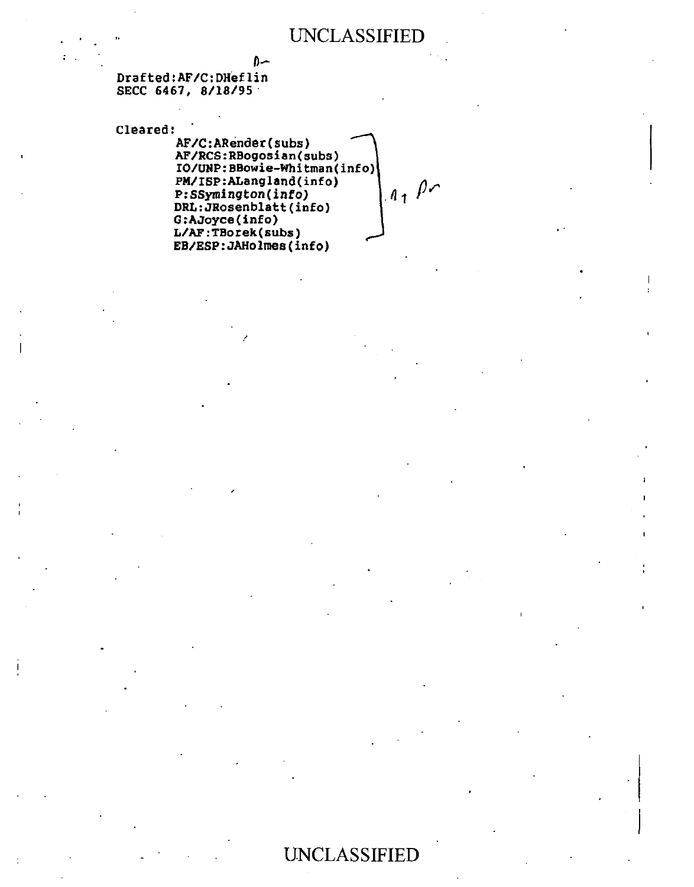Drafted:AF/C:DHeflin
SECC 6467, 8/18/95

Cleared:

AF/C:ARender(subs)
AF/RCS:RBogosian(subs)
IO/UNP:BBowie-Whitman(info)
PM/ISP:ALangland(info)
P:SSymington(info)
DRL:JRosenblatt(info)
G:AJoyce(info)
L/AF:TBorek(subs)
EB/ESP:JAHolmes(info)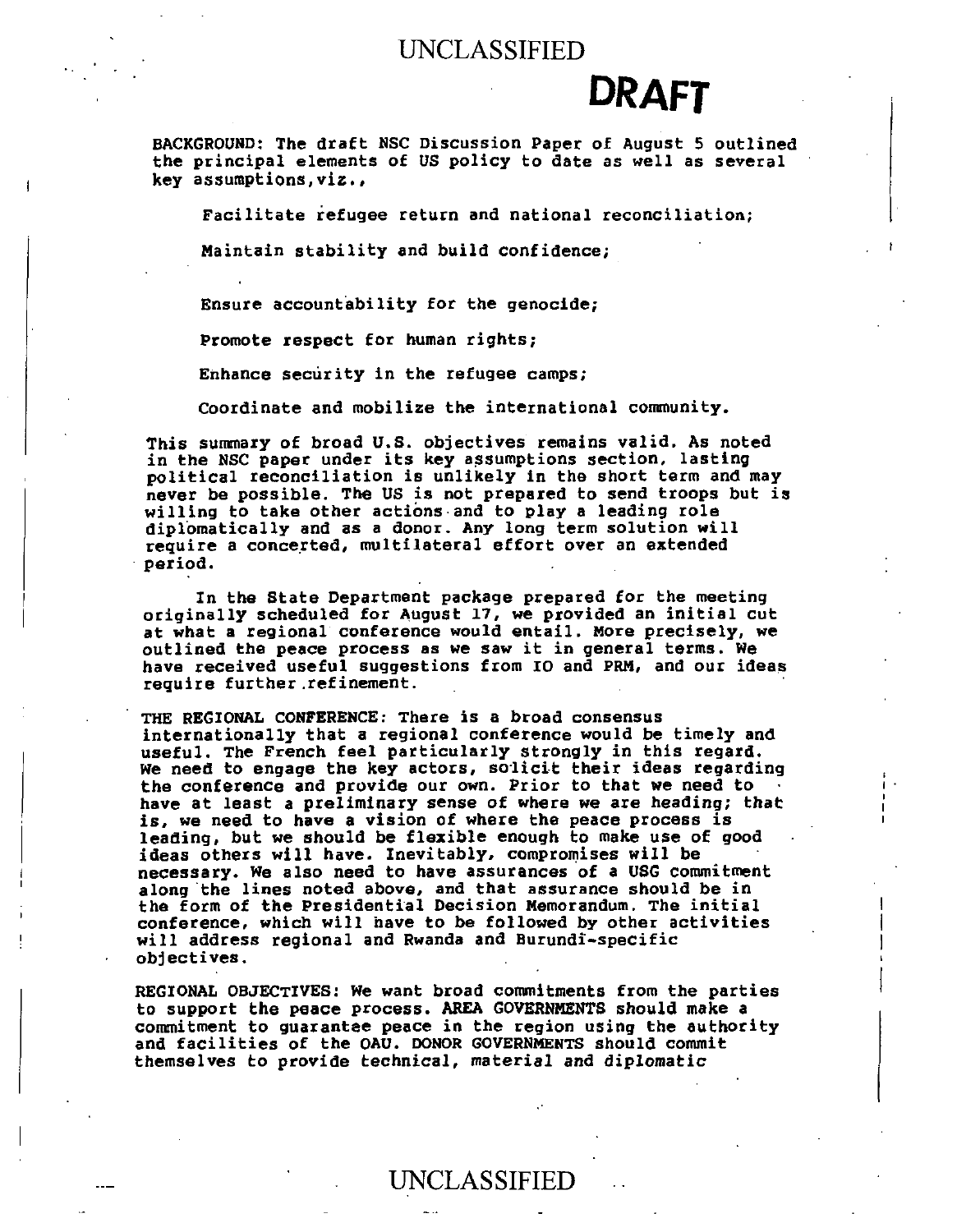**DRAFT**

BACKGROUND: The draft NSC Discussion Paper of August 5 outlined the principal elements of US policy to date as well as several key assumptions, viz.,

Facilitate refugee return and national reconciliation;

Maintain stability and build confidence;

Ensure accountability for the genocide;

Promote respect for human rights;

Enhance security in the refugee camps;

Coordinate and mobilize the international community.

This summary of broad U.S. objectives remains valid. As noted in the NSC paper under its key assumptions section, lasting political reconciliation is unlikely in the short term and may never be possible. The US is not prepared to send troops but is willing to take other actions and to play a leading role diplomatically and as a donor. Any long term solution will require a concerted, multilateral effort over an extended period.

In the State Department package prepared for the meeting originally scheduled for August 17, we provided an initial cut at what a regional conference would entail. More precisely, we outlined the peace process as we saw it in general terms. We have received useful suggestions from IO and PRM, and our ideas require further refinement.

THE REGIONAL CONFERENCE: There is a broad consensus internationally that a regional conference would be timely and useful. The French feel particularly strongly in this regard. We need to engage the key actors, solicit their ideas regarding the conference and provide our own. Prior to that we need to have at least a preliminary sense of where we are heading; that is, we need to have a vision of where the peace process is leading, but we should be flexible enough to make use of good ideas others will have. Inevitably, compromises will be necessary. We also need to have assurances of a USG commitment along the lines noted above, and that assurance should be in the form of the Presidential Decision Memorandum. The initial conference, which will have to be followed by other activities will address regional and Rwanda and Burundi-specific objectives.

REGIONAL OBJECTIVES: We want broad commitments from the parties to support the peace process. AREA GOVERNMENTS should make a commitment to guarantee peace in the region using the authority and facilities of the OAU. DONOR GOVERNMENTS should commit themselves to provide technical, material and diplomatic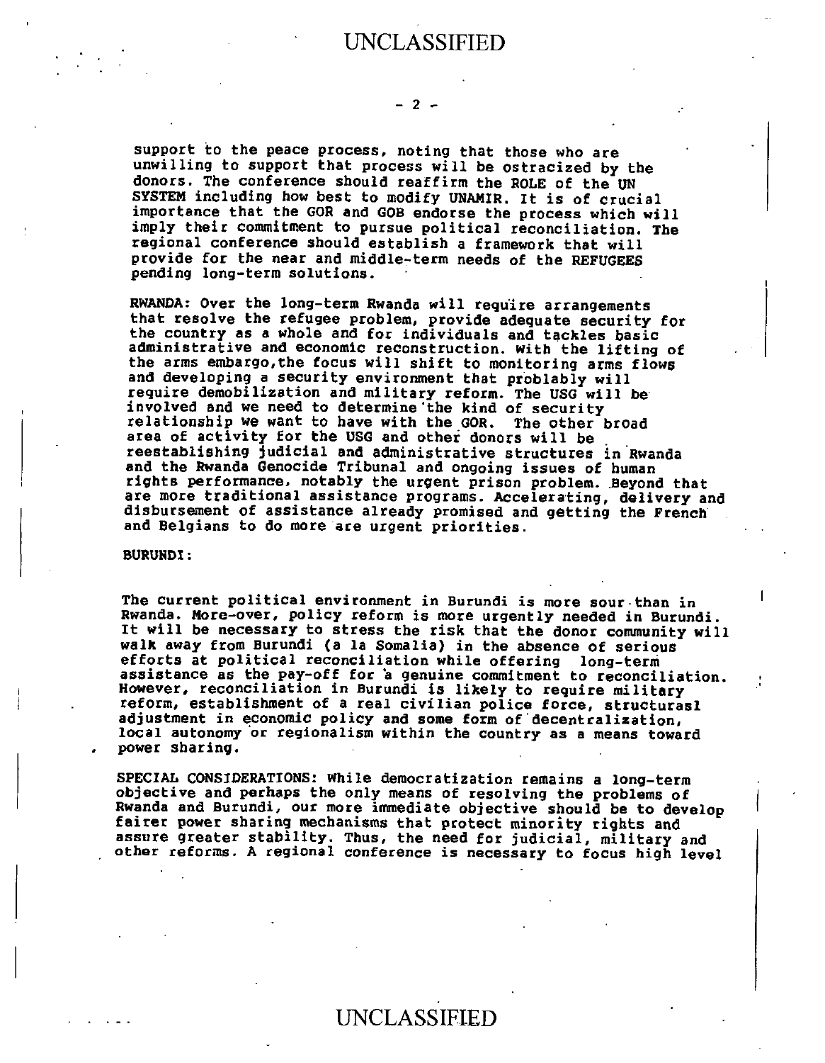support to the peace process, noting that those who are unwilling to support that process will be ostracized by the donors. The conference should reaffirm the ROLE of the UN SYSTEM including how best to modify UNAMIR. It is of crucial importance that the GOR and GOB endorse the process which will imply their commitment to pursue political reconciliation. The regional conference should establish a framework that will provide for the near and middle-term needs of the REFUGEES pending long-term solutions.

RWANDA: Over the long-term Rwanda will require arrangements that resolve the refugee problem, provide adequate security for the country as a whole and for individuals and tackles basic administrative and economic reconstruction. With the lifting of the arms embargo,the focus will shift to monitoring arms flows and developing a security environment that probably will require demobilization and military reform. The USG will be involved and we need to determine the kind of security relationship we want to have with the GOR. The other broad area of activity for the USG and other donors will be reestablishing judicial and administrative structures in Rwanda and the Rwanda Genocide Tribunal and ongoing issues of human rights performance, notably the urgent prison problem. Beyond that are more traditional assistance programs. Accelerating, delivery and disbursement of assistance already promised and getting the French and Belgians to do more are urgent priorities.

BURUNDI:

The current political environment in Burundi is more sour than in Rwanda. More-over, policy reform is more urgently needed in Burundi. It will be necessary to stress the risk that the donor community will walk away from Burundi (a la Somalia) in the absence of serious efforts at political reconciliation while offering long-term assistance as the pay-off for a genuine commitment to reconciliation. However, reconciliation in Burundi is likely to require military reform, establishment of a real civilian police force, structurasl adjustment in economic policy and some form of decentralization, local autonomy or regionalism within the country as a means toward power sharing.

SPECIAL CONSIDERATIONS: While democratization remains a long-term objective and perhaps the only means of resolving the problems of Rwanda and Burundi, our more immediate objective should be to develop fairer power sharing mechanisms that protect minority rights and assure greater stability. Thus, the need for judicial, military and other reforms. A regional conference is necessary to focus high level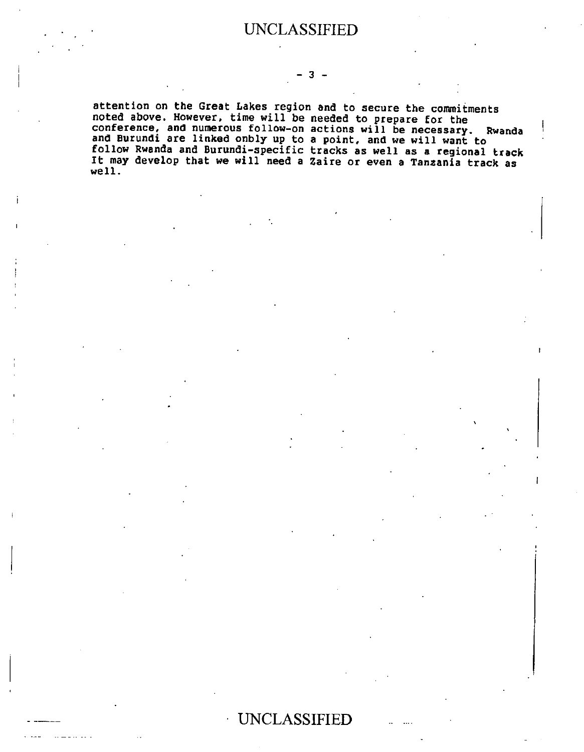attention on the Great Lakes region and to secure the commitments noted above. However, time will be needed to prepare for the conference, and numerous follow-on actions will be necessary. Rwanda and Burundi are linked onbly up to a point, and we will want to follow Rwanda and Burundi-specific tracks as well as a regional track It may develop that we will need a Zaire or even a Tanzania track as well.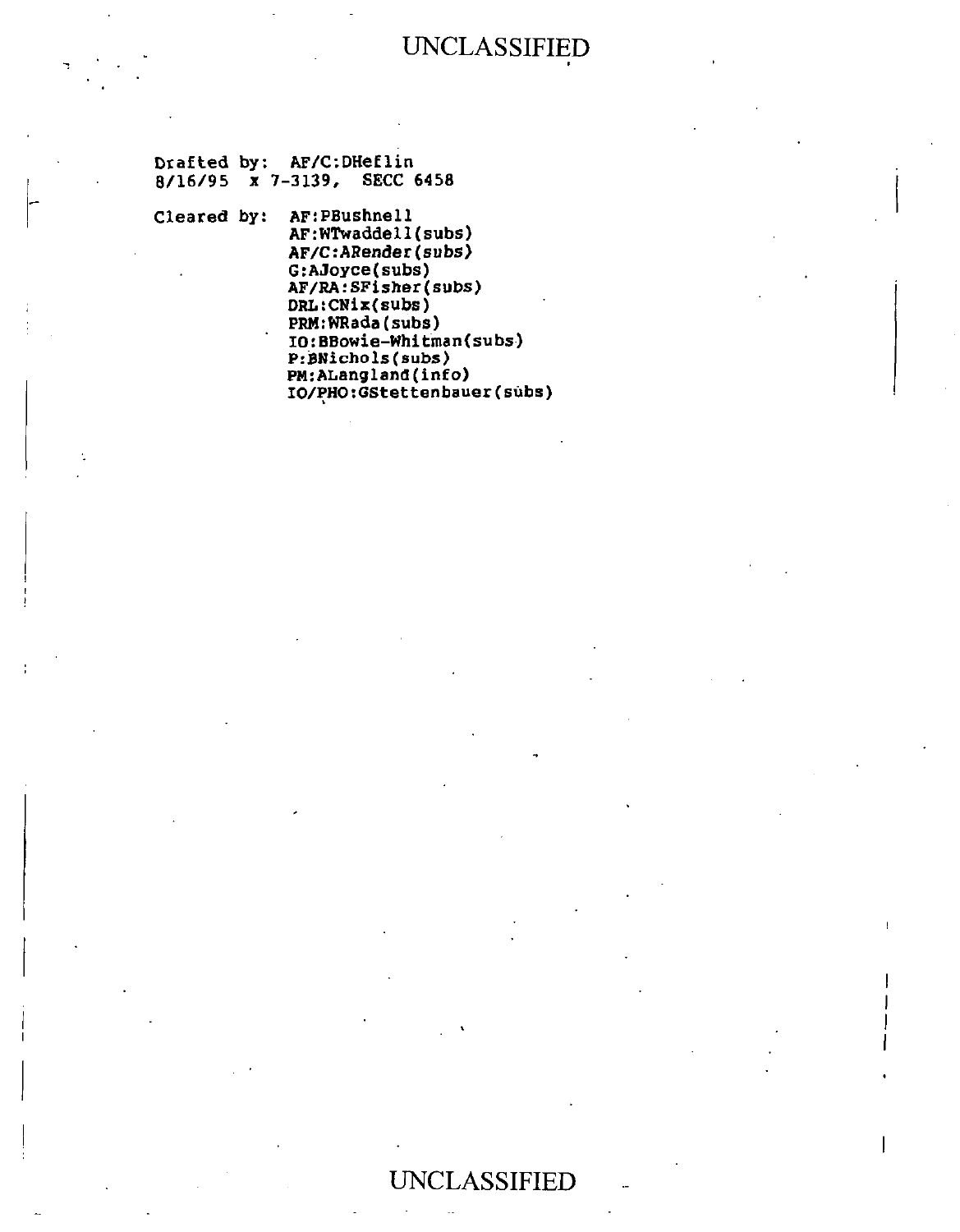UNCLASSIFIED

Drafted by: AF/C:DHeflin
8/16/95 x 7-3139, SECC 6458

Cleared by: AF:PBushnell
AF:WTwaddell(subs)
AF/C:ARender(subs)
G:AJoyce(subs)
AF/RA:SFisher(subs)
DRL:CNix(subs)
PRM:WRada(subs)
IO:BBowie-Whitman(subs)
P:BNichols(subs)
PM:ALangland(info)
IO/PHO:GStettenbauer(subs)

UNCLASSIFIED